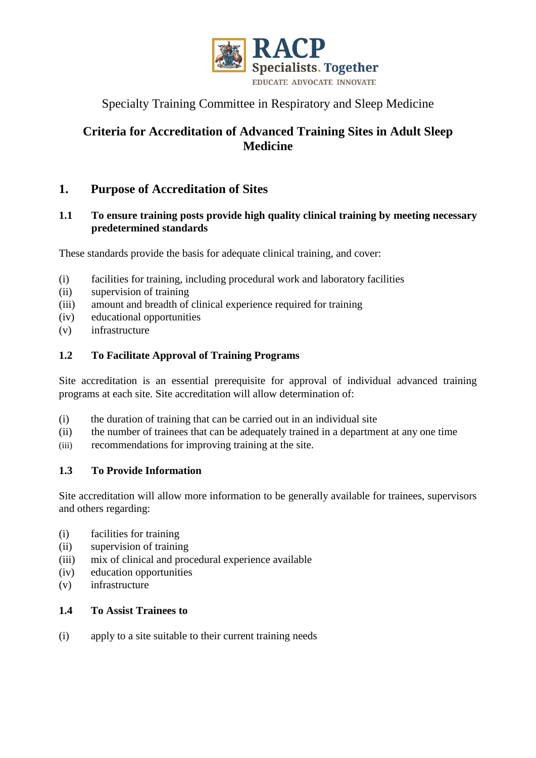RACP
Specialists. Together
EDUCATE ADVOCATE INNOVATE

Specialty Training Committee in Respiratory and Sleep Medicine

# Criteria for Accreditation of Advanced Training Sites in Adult Sleep Medicine

## 1. Purpose of Accreditation of Sites

### 1.1 To ensure training posts provide high quality clinical training by meeting necessary predetermined standards

These standards provide the basis for adequate clinical training, and cover:

(i) facilities for training, including procedural work and laboratory facilities
(ii) supervision of training
(iii) amount and breadth of clinical experience required for training
(iv) educational opportunities
(v) infrastructure

### 1.2 To Facilitate Approval of Training Programs

Site accreditation is an essential prerequisite for approval of individual advanced training programs at each site. Site accreditation will allow determination of:

(i) the duration of training that can be carried out in an individual site
(ii) the number of trainees that can be adequately trained in a department at any one time
(iii) recommendations for improving training at the site.

### 1.3 To Provide Information

Site accreditation will allow more information to be generally available for trainees, supervisors and others regarding:

(i) facilities for training
(ii) supervision of training
(iii) mix of clinical and procedural experience available
(iv) education opportunities
(v) infrastructure

### 1.4 To Assist Trainees to

(i) apply to a site suitable to their current training needs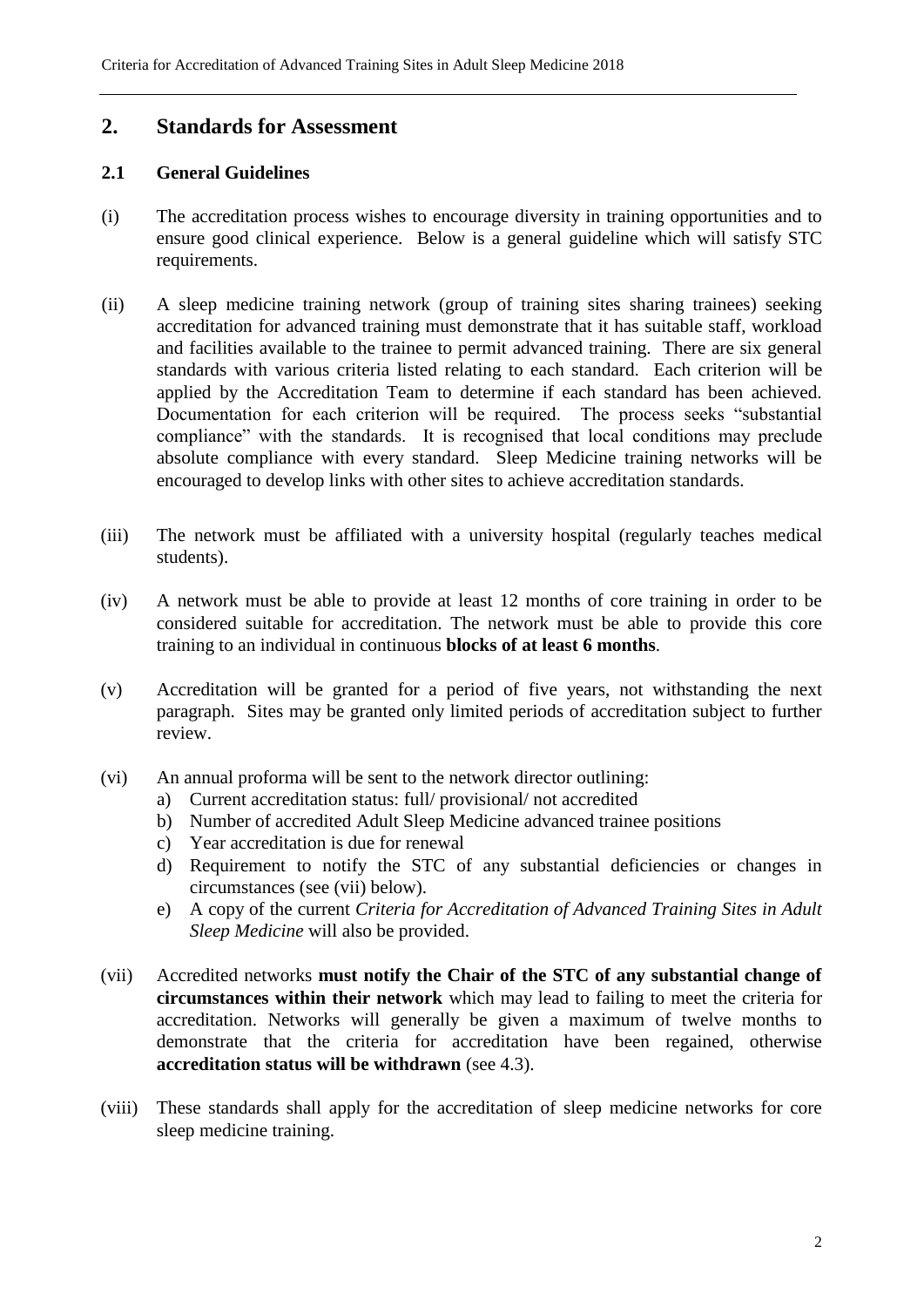## 2. Standards for Assessment

### 2.1 General Guidelines

(i) The accreditation process wishes to encourage diversity in training opportunities and to ensure good clinical experience. Below is a general guideline which will satisfy STC requirements.

(ii) A sleep medicine training network (group of training sites sharing trainees) seeking accreditation for advanced training must demonstrate that it has suitable staff, workload and facilities available to the trainee to permit advanced training. There are six general standards with various criteria listed relating to each standard. Each criterion will be applied by the Accreditation Team to determine if each standard has been achieved. Documentation for each criterion will be required. The process seeks "substantial compliance" with the standards. It is recognised that local conditions may preclude absolute compliance with every standard. Sleep Medicine training networks will be encouraged to develop links with other sites to achieve accreditation standards.

(iii) The network must be affiliated with a university hospital (regularly teaches medical students).

(iv) A network must be able to provide at least 12 months of core training in order to be considered suitable for accreditation. The network must be able to provide this core training to an individual in continuous **blocks of at least 6 months**.

(v) Accreditation will be granted for a period of five years, not withstanding the next paragraph. Sites may be granted only limited periods of accreditation subject to further review.

(vi) An annual proforma will be sent to the network director outlining:
   a) Current accreditation status: full/ provisional/ not accredited
   b) Number of accredited Adult Sleep Medicine advanced trainee positions
   c) Year accreditation is due for renewal
   d) Requirement to notify the STC of any substantial deficiencies or changes in circumstances (see (vii) below).
   e) A copy of the current *Criteria for Accreditation of Advanced Training Sites in Adult Sleep Medicine* will also be provided.

(vii) Accredited networks **must notify the Chair of the STC of any substantial change of circumstances within their network** which may lead to failing to meet the criteria for accreditation. Networks will generally be given a maximum of twelve months to demonstrate that the criteria for accreditation have been regained, otherwise **accreditation status will be withdrawn** (see 4.3).

(viii) These standards shall apply for the accreditation of sleep medicine networks for core sleep medicine training.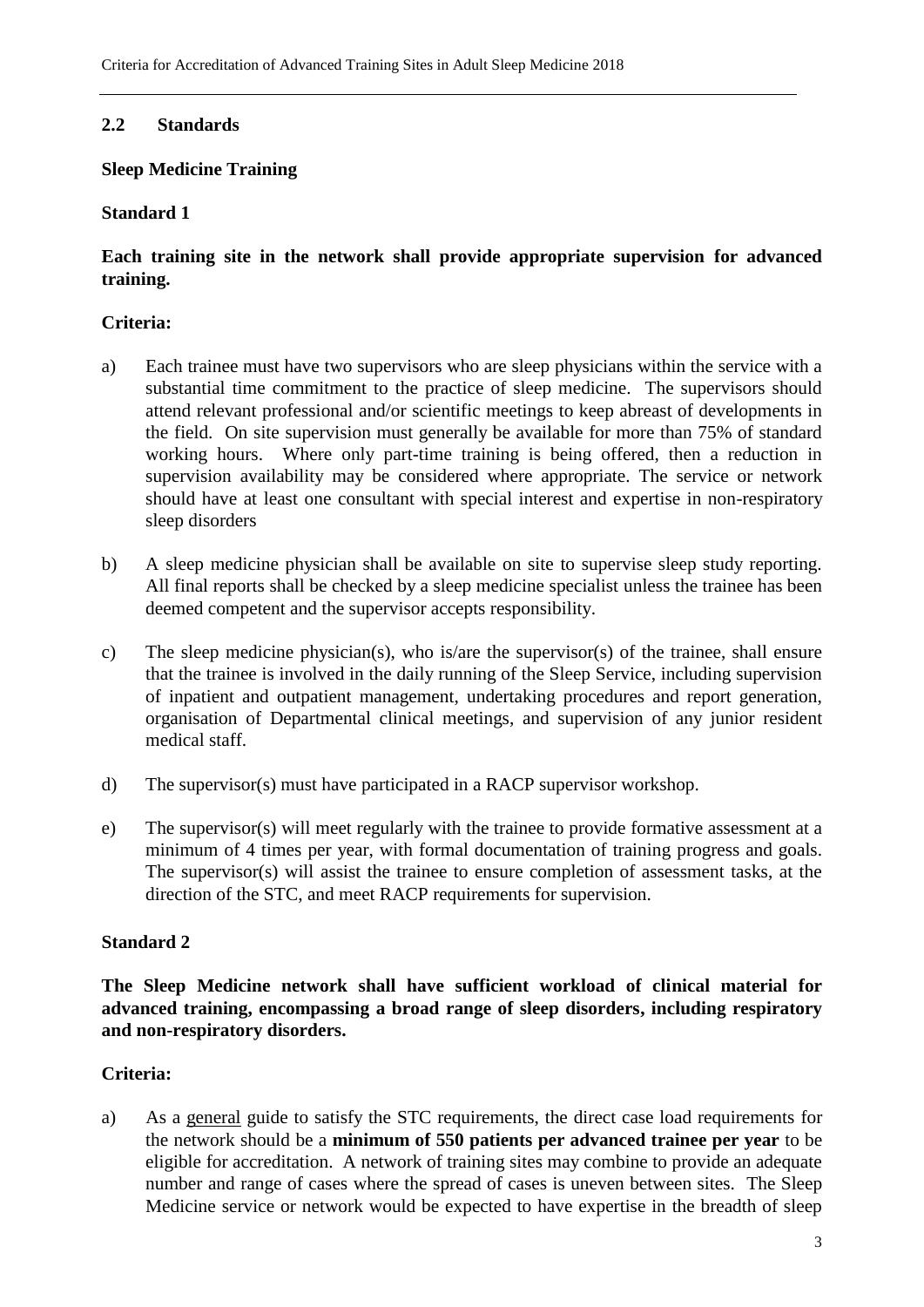## 2.2 Standards

**Sleep Medicine Training**

**Standard 1**

**Each training site in the network shall provide appropriate supervision for advanced training.**

**Criteria:**

a) Each trainee must have two supervisors who are sleep physicians within the service with a substantial time commitment to the practice of sleep medicine. The supervisors should attend relevant professional and/or scientific meetings to keep abreast of developments in the field. On site supervision must generally be available for more than 75% of standard working hours. Where only part-time training is being offered, then a reduction in supervision availability may be considered where appropriate. The service or network should have at least one consultant with special interest and expertise in non-respiratory sleep disorders

b) A sleep medicine physician shall be available on site to supervise sleep study reporting. All final reports shall be checked by a sleep medicine specialist unless the trainee has been deemed competent and the supervisor accepts responsibility.

c) The sleep medicine physician(s), who is/are the supervisor(s) of the trainee, shall ensure that the trainee is involved in the daily running of the Sleep Service, including supervision of inpatient and outpatient management, undertaking procedures and report generation, organisation of Departmental clinical meetings, and supervision of any junior resident medical staff.

d) The supervisor(s) must have participated in a RACP supervisor workshop.

e) The supervisor(s) will meet regularly with the trainee to provide formative assessment at a minimum of 4 times per year, with formal documentation of training progress and goals. The supervisor(s) will assist the trainee to ensure completion of assessment tasks, at the direction of the STC, and meet RACP requirements for supervision.

**Standard 2**

**The Sleep Medicine network shall have sufficient workload of clinical material for advanced training, encompassing a broad range of sleep disorders, including respiratory and non-respiratory disorders.**

**Criteria:**

a) As a general guide to satisfy the STC requirements, the direct case load requirements for the network should be a **minimum of 550 patients per advanced trainee per year** to be eligible for accreditation. A network of training sites may combine to provide an adequate number and range of cases where the spread of cases is uneven between sites. The Sleep Medicine service or network would be expected to have expertise in the breadth of sleep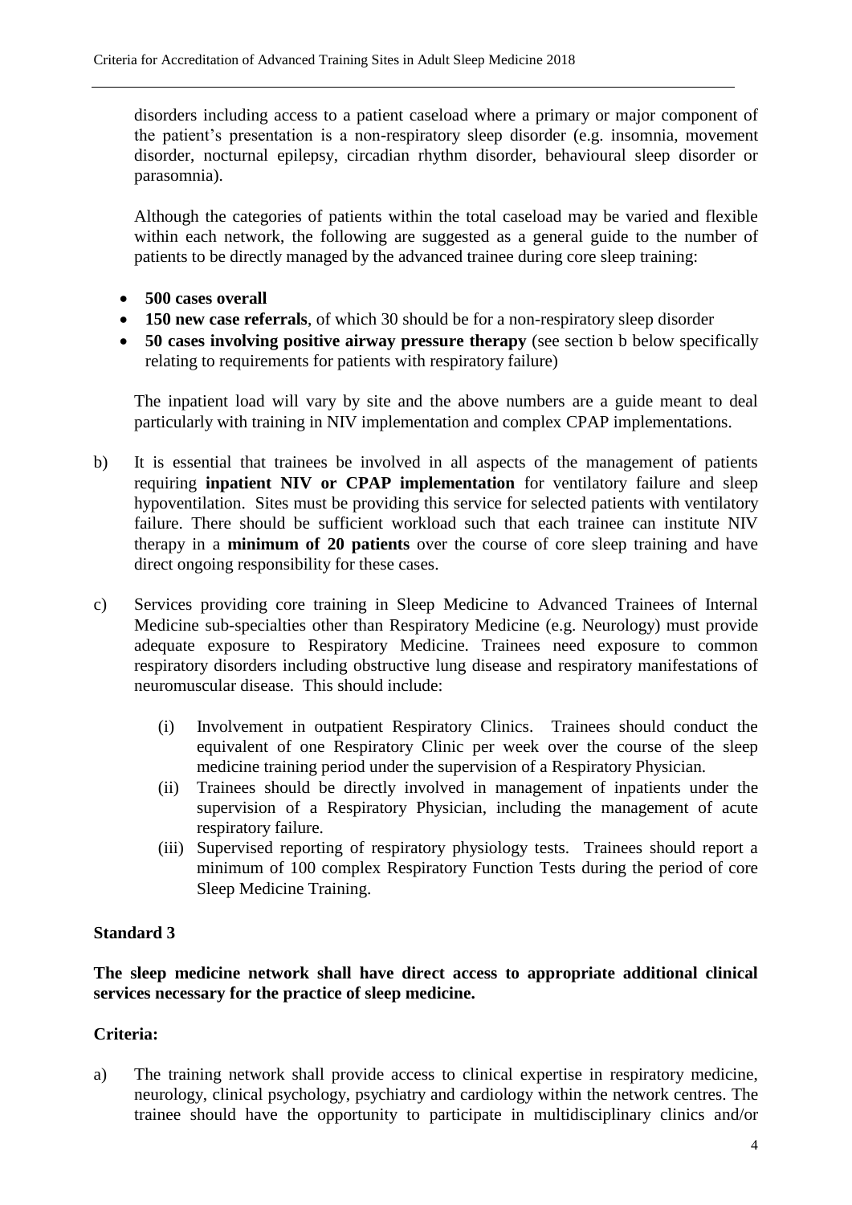disorders including access to a patient caseload where a primary or major component of the patient's presentation is a non-respiratory sleep disorder (e.g. insomnia, movement disorder, nocturnal epilepsy, circadian rhythm disorder, behavioural sleep disorder or parasomnia).

Although the categories of patients within the total caseload may be varied and flexible within each network, the following are suggested as a general guide to the number of patients to be directly managed by the advanced trainee during core sleep training:

- **500 cases overall**
- **150 new case referrals**, of which 30 should be for a non-respiratory sleep disorder
- **50 cases involving positive airway pressure therapy** (see section b below specifically relating to requirements for patients with respiratory failure)

The inpatient load will vary by site and the above numbers are a guide meant to deal particularly with training in NIV implementation and complex CPAP implementations.

b) It is essential that trainees be involved in all aspects of the management of patients requiring **inpatient NIV or CPAP implementation** for ventilatory failure and sleep hypoventilation. Sites must be providing this service for selected patients with ventilatory failure. There should be sufficient workload such that each trainee can institute NIV therapy in a **minimum of 20 patients** over the course of core sleep training and have direct ongoing responsibility for these cases.

c) Services providing core training in Sleep Medicine to Advanced Trainees of Internal Medicine sub-specialties other than Respiratory Medicine (e.g. Neurology) must provide adequate exposure to Respiratory Medicine. Trainees need exposure to common respiratory disorders including obstructive lung disease and respiratory manifestations of neuromuscular disease. This should include:

   (i) Involvement in outpatient Respiratory Clinics. Trainees should conduct the equivalent of one Respiratory Clinic per week over the course of the sleep medicine training period under the supervision of a Respiratory Physician.

   (ii) Trainees should be directly involved in management of inpatients under the supervision of a Respiratory Physician, including the management of acute respiratory failure.

   (iii) Supervised reporting of respiratory physiology tests. Trainees should report a minimum of 100 complex Respiratory Function Tests during the period of core Sleep Medicine Training.

### Standard 3

**The sleep medicine network shall have direct access to appropriate additional clinical services necessary for the practice of sleep medicine.**

### Criteria:

a) The training network shall provide access to clinical expertise in respiratory medicine, neurology, clinical psychology, psychiatry and cardiology within the network centres. The trainee should have the opportunity to participate in multidisciplinary clinics and/or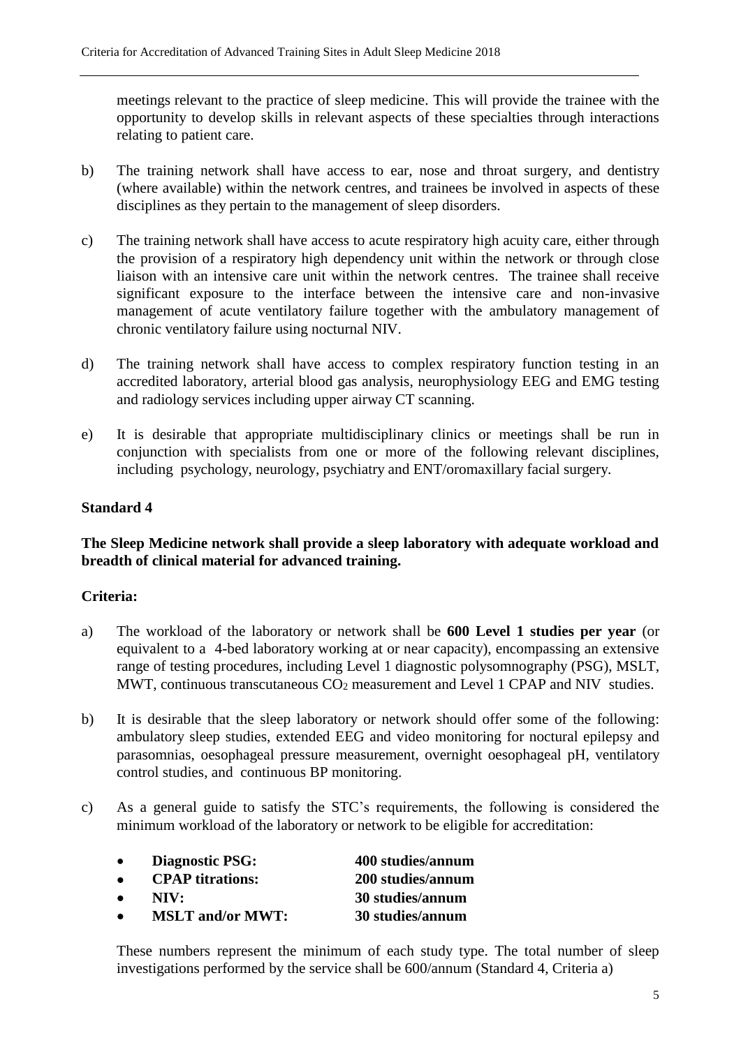meetings relevant to the practice of sleep medicine. This will provide the trainee with the opportunity to develop skills in relevant aspects of these specialties through interactions relating to patient care.

b) The training network shall have access to ear, nose and throat surgery, and dentistry (where available) within the network centres, and trainees be involved in aspects of these disciplines as they pertain to the management of sleep disorders.

c) The training network shall have access to acute respiratory high acuity care, either through the provision of a respiratory high dependency unit within the network or through close liaison with an intensive care unit within the network centres. The trainee shall receive significant exposure to the interface between the intensive care and non-invasive management of acute ventilatory failure together with the ambulatory management of chronic ventilatory failure using nocturnal NIV.

d) The training network shall have access to complex respiratory function testing in an accredited laboratory, arterial blood gas analysis, neurophysiology EEG and EMG testing and radiology services including upper airway CT scanning.

e) It is desirable that appropriate multidisciplinary clinics or meetings shall be run in conjunction with specialists from one or more of the following relevant disciplines, including psychology, neurology, psychiatry and ENT/oromaxillary facial surgery.

**Standard 4**

**The Sleep Medicine network shall provide a sleep laboratory with adequate workload and breadth of clinical material for advanced training.**

**Criteria:**

a) The workload of the laboratory or network shall be **600 Level 1 studies per year** (or equivalent to a 4-bed laboratory working at or near capacity), encompassing an extensive range of testing procedures, including Level 1 diagnostic polysomnography (PSG), MSLT, MWT, continuous transcutaneous $CO_2$ measurement and Level 1 CPAP and NIV studies.

b) It is desirable that the sleep laboratory or network should offer some of the following: ambulatory sleep studies, extended EEG and video monitoring for noctural epilepsy and parasomnias, oesophageal pressure measurement, overnight oesophageal pH, ventilatory control studies, and continuous BP monitoring.

c) As a general guide to satisfy the STC's requirements, the following is considered the minimum workload of the laboratory or network to be eligible for accreditation:

- **Diagnostic PSG:** **400 studies/annum**
- **CPAP titrations:** **200 studies/annum**
- **NIV:** **30 studies/annum**
- **MSLT and/or MWT:** **30 studies/annum**

These numbers represent the minimum of each study type. The total number of sleep investigations performed by the service shall be 600/annum (Standard 4, Criteria a)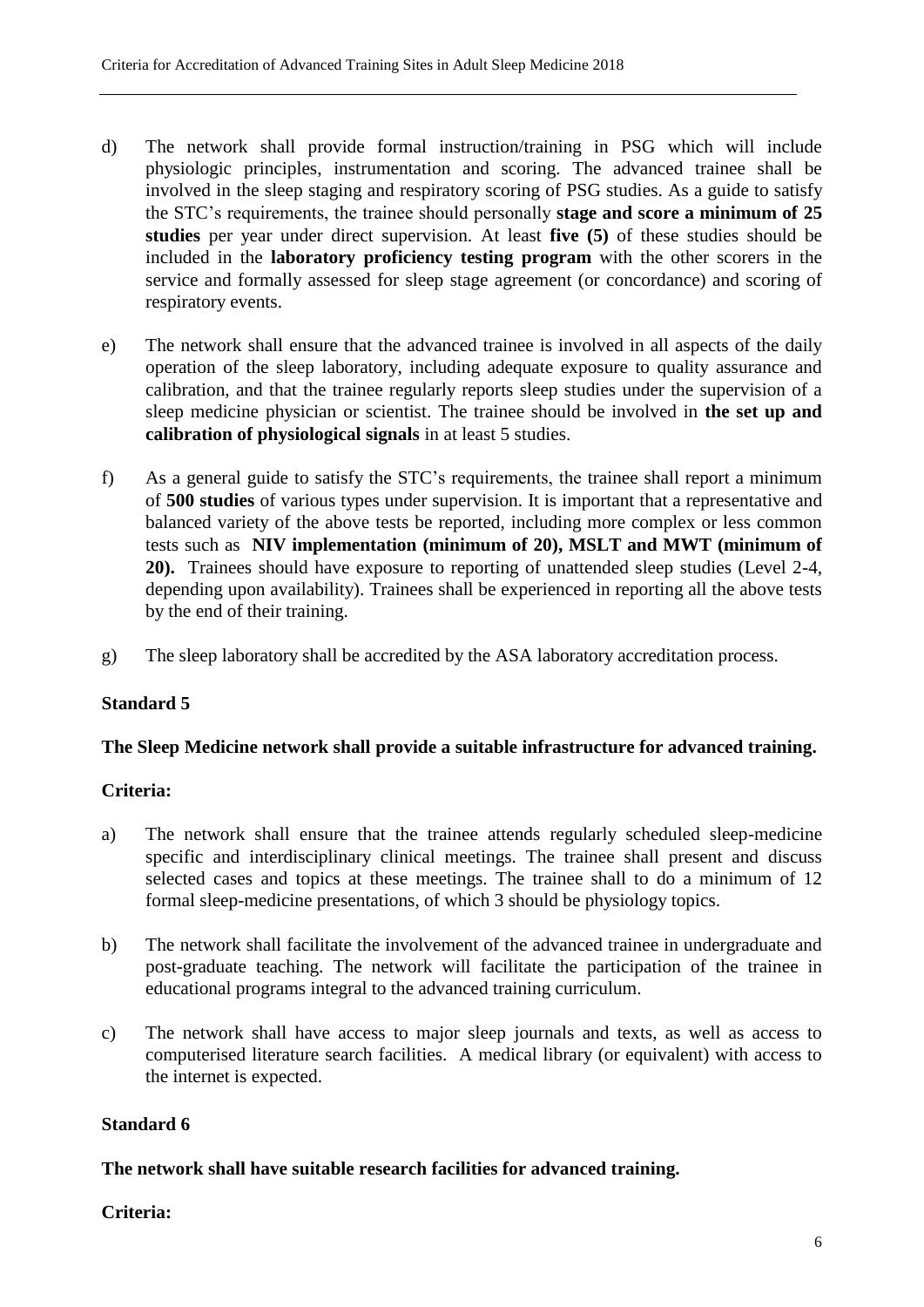d) The network shall provide formal instruction/training in PSG which will include physiologic principles, instrumentation and scoring. The advanced trainee shall be involved in the sleep staging and respiratory scoring of PSG studies. As a guide to satisfy the STC's requirements, the trainee should personally **stage and score a minimum of 25 studies** per year under direct supervision. At least **five (5)** of these studies should be included in the **laboratory proficiency testing program** with the other scorers in the service and formally assessed for sleep stage agreement (or concordance) and scoring of respiratory events.

e) The network shall ensure that the advanced trainee is involved in all aspects of the daily operation of the sleep laboratory, including adequate exposure to quality assurance and calibration, and that the trainee regularly reports sleep studies under the supervision of a sleep medicine physician or scientist. The trainee should be involved in **the set up and calibration of physiological signals** in at least 5 studies.

f) As a general guide to satisfy the STC's requirements, the trainee shall report a minimum of **500 studies** of various types under supervision. It is important that a representative and balanced variety of the above tests be reported, including more complex or less common tests such as **NIV implementation (minimum of 20), MSLT and MWT (minimum of 20).** Trainees should have exposure to reporting of unattended sleep studies (Level 2-4, depending upon availability). Trainees shall be experienced in reporting all the above tests by the end of their training.

g) The sleep laboratory shall be accredited by the ASA laboratory accreditation process.

### Standard 5

**The Sleep Medicine network shall provide a suitable infrastructure for advanced training.**

**Criteria:**

a) The network shall ensure that the trainee attends regularly scheduled sleep-medicine specific and interdisciplinary clinical meetings. The trainee shall present and discuss selected cases and topics at these meetings. The trainee shall to do a minimum of 12 formal sleep-medicine presentations, of which 3 should be physiology topics.

b) The network shall facilitate the involvement of the advanced trainee in undergraduate and post-graduate teaching. The network will facilitate the participation of the trainee in educational programs integral to the advanced training curriculum.

c) The network shall have access to major sleep journals and texts, as well as access to computerised literature search facilities. A medical library (or equivalent) with access to the internet is expected.

### Standard 6

**The network shall have suitable research facilities for advanced training.**

**Criteria:**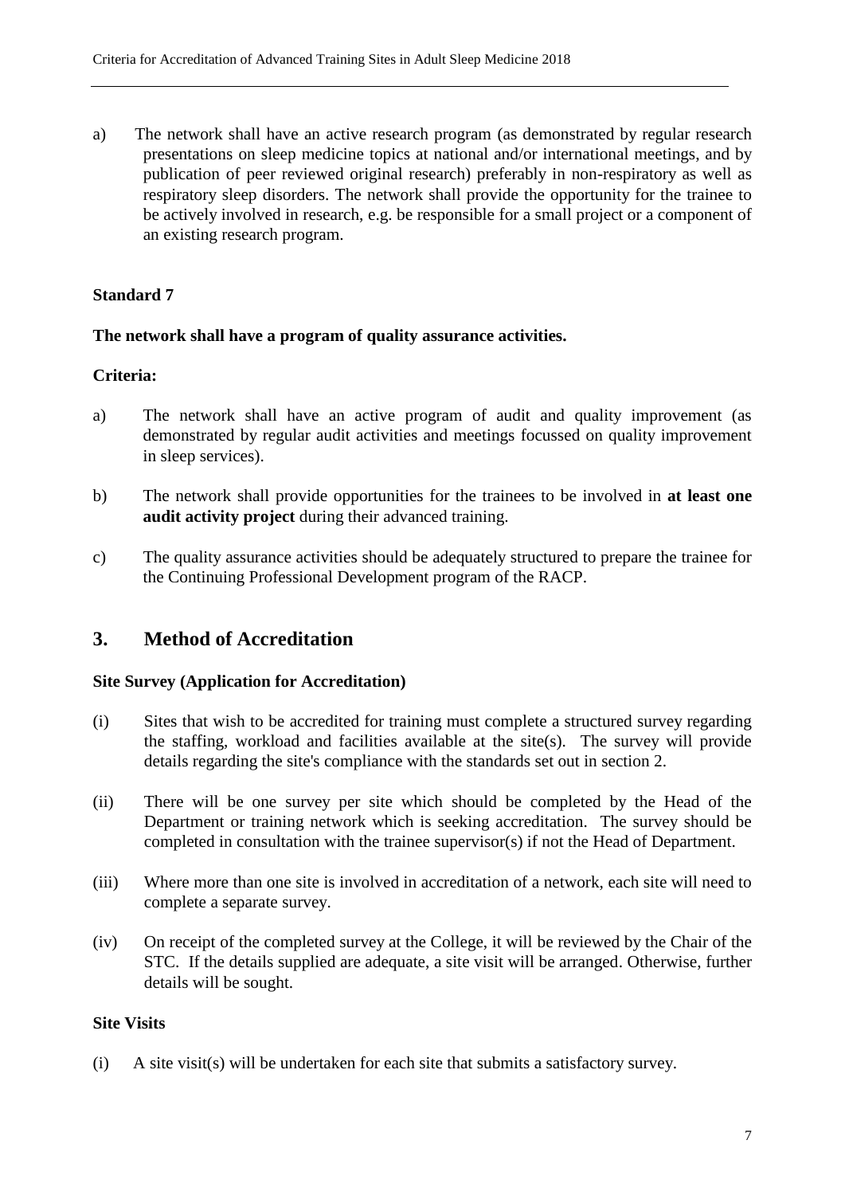a) The network shall have an active research program (as demonstrated by regular research presentations on sleep medicine topics at national and/or international meetings, and by publication of peer reviewed original research) preferably in non-respiratory as well as respiratory sleep disorders. The network shall provide the opportunity for the trainee to be actively involved in research, e.g. be responsible for a small project or a component of an existing research program.

**Standard 7**

**The network shall have a program of quality assurance activities.**

**Criteria:**

a) The network shall have an active program of audit and quality improvement (as demonstrated by regular audit activities and meetings focussed on quality improvement in sleep services).

b) The network shall provide opportunities for the trainees to be involved in **at least one audit activity project** during their advanced training.

c) The quality assurance activities should be adequately structured to prepare the trainee for the Continuing Professional Development program of the RACP.

## 3. Method of Accreditation

**Site Survey (Application for Accreditation)**

(i) Sites that wish to be accredited for training must complete a structured survey regarding the staffing, workload and facilities available at the site(s). The survey will provide details regarding the site's compliance with the standards set out in section 2.

(ii) There will be one survey per site which should be completed by the Head of the Department or training network which is seeking accreditation. The survey should be completed in consultation with the trainee supervisor(s) if not the Head of Department.

(iii) Where more than one site is involved in accreditation of a network, each site will need to complete a separate survey.

(iv) On receipt of the completed survey at the College, it will be reviewed by the Chair of the STC. If the details supplied are adequate, a site visit will be arranged. Otherwise, further details will be sought.

**Site Visits**

(i) A site visit(s) will be undertaken for each site that submits a satisfactory survey.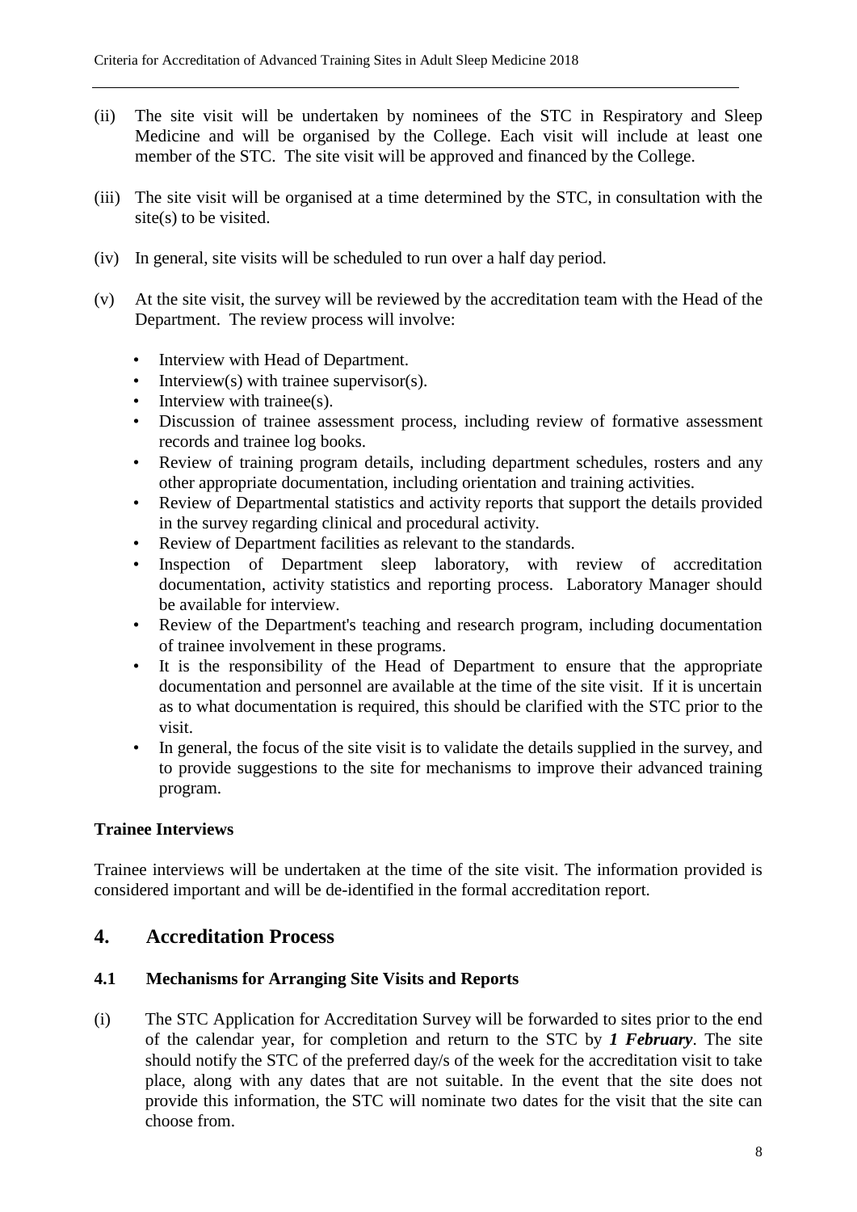(ii) The site visit will be undertaken by nominees of the STC in Respiratory and Sleep Medicine and will be organised by the College. Each visit will include at least one member of the STC. The site visit will be approved and financed by the College.

(iii) The site visit will be organised at a time determined by the STC, in consultation with the site(s) to be visited.

(iv) In general, site visits will be scheduled to run over a half day period.

(v) At the site visit, the survey will be reviewed by the accreditation team with the Head of the Department. The review process will involve:

- Interview with Head of Department.
- Interview(s) with trainee supervisor(s).
- Interview with trainee(s).
- Discussion of trainee assessment process, including review of formative assessment records and trainee log books.
- Review of training program details, including department schedules, rosters and any other appropriate documentation, including orientation and training activities.
- Review of Departmental statistics and activity reports that support the details provided in the survey regarding clinical and procedural activity.
- Review of Department facilities as relevant to the standards.
- Inspection of Department sleep laboratory, with review of accreditation documentation, activity statistics and reporting process. Laboratory Manager should be available for interview.
- Review of the Department's teaching and research program, including documentation of trainee involvement in these programs.
- It is the responsibility of the Head of Department to ensure that the appropriate documentation and personnel are available at the time of the site visit. If it is uncertain as to what documentation is required, this should be clarified with the STC prior to the visit.
- In general, the focus of the site visit is to validate the details supplied in the survey, and to provide suggestions to the site for mechanisms to improve their advanced training program.

**Trainee Interviews**

Trainee interviews will be undertaken at the time of the site visit. The information provided is considered important and will be de-identified in the formal accreditation report.

## 4. Accreditation Process

### 4.1 Mechanisms for Arranging Site Visits and Reports

(i) The STC Application for Accreditation Survey will be forwarded to sites prior to the end of the calendar year, for completion and return to the STC by ***1 February***. The site should notify the STC of the preferred day/s of the week for the accreditation visit to take place, along with any dates that are not suitable. In the event that the site does not provide this information, the STC will nominate two dates for the visit that the site can choose from.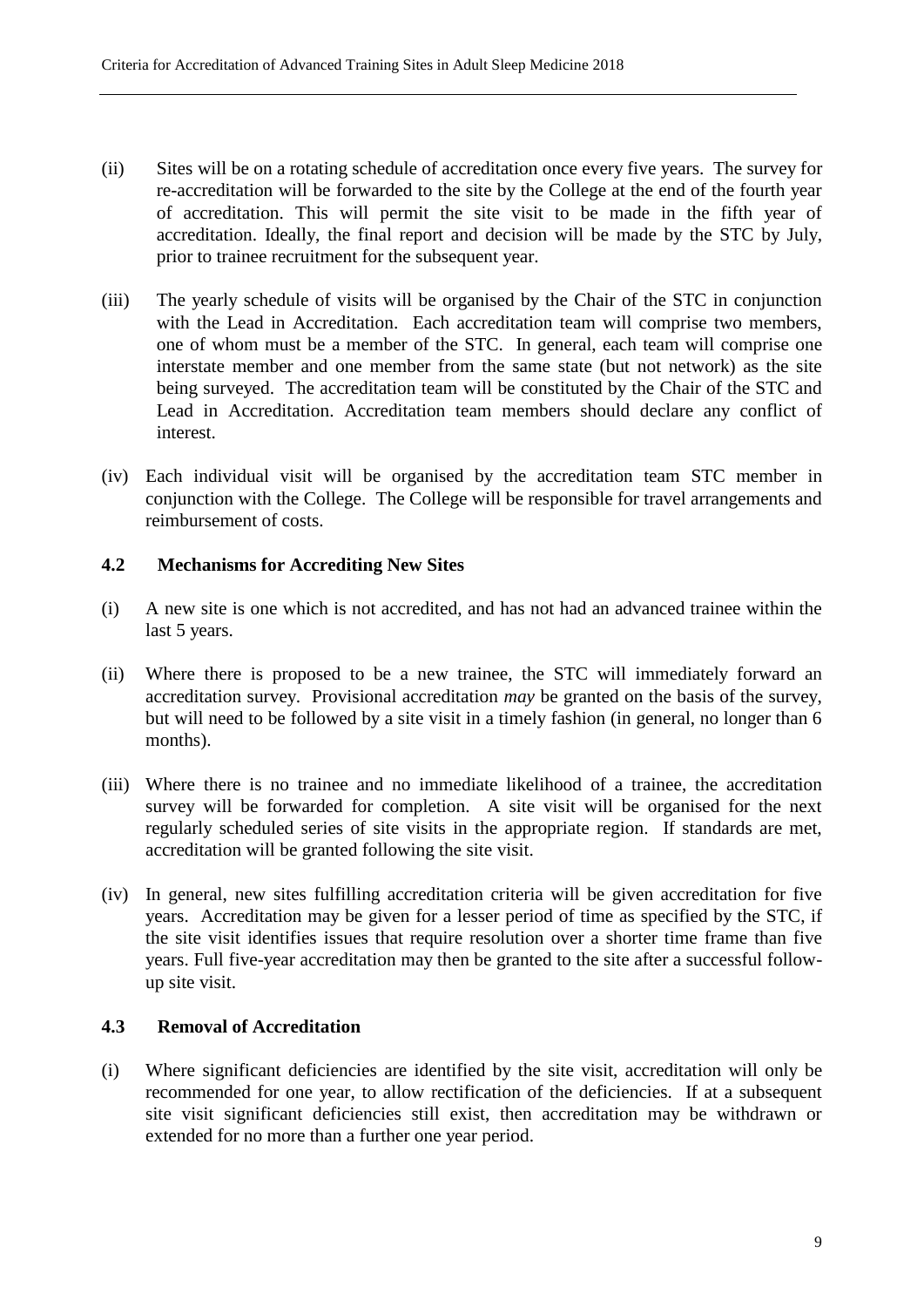(ii) Sites will be on a rotating schedule of accreditation once every five years. The survey for re-accreditation will be forwarded to the site by the College at the end of the fourth year of accreditation. This will permit the site visit to be made in the fifth year of accreditation. Ideally, the final report and decision will be made by the STC by July, prior to trainee recruitment for the subsequent year.

(iii) The yearly schedule of visits will be organised by the Chair of the STC in conjunction with the Lead in Accreditation. Each accreditation team will comprise two members, one of whom must be a member of the STC. In general, each team will comprise one interstate member and one member from the same state (but not network) as the site being surveyed. The accreditation team will be constituted by the Chair of the STC and Lead in Accreditation. Accreditation team members should declare any conflict of interest.

(iv) Each individual visit will be organised by the accreditation team STC member in conjunction with the College. The College will be responsible for travel arrangements and reimbursement of costs.

### 4.2 Mechanisms for Accrediting New Sites

(i) A new site is one which is not accredited, and has not had an advanced trainee within the last 5 years.

(ii) Where there is proposed to be a new trainee, the STC will immediately forward an accreditation survey. Provisional accreditation *may* be granted on the basis of the survey, but will need to be followed by a site visit in a timely fashion (in general, no longer than 6 months).

(iii) Where there is no trainee and no immediate likelihood of a trainee, the accreditation survey will be forwarded for completion. A site visit will be organised for the next regularly scheduled series of site visits in the appropriate region. If standards are met, accreditation will be granted following the site visit.

(iv) In general, new sites fulfilling accreditation criteria will be given accreditation for five years. Accreditation may be given for a lesser period of time as specified by the STC, if the site visit identifies issues that require resolution over a shorter time frame than five years. Full five-year accreditation may then be granted to the site after a successful follow-up site visit.

### 4.3 Removal of Accreditation

(i) Where significant deficiencies are identified by the site visit, accreditation will only be recommended for one year, to allow rectification of the deficiencies. If at a subsequent site visit significant deficiencies still exist, then accreditation may be withdrawn or extended for no more than a further one year period.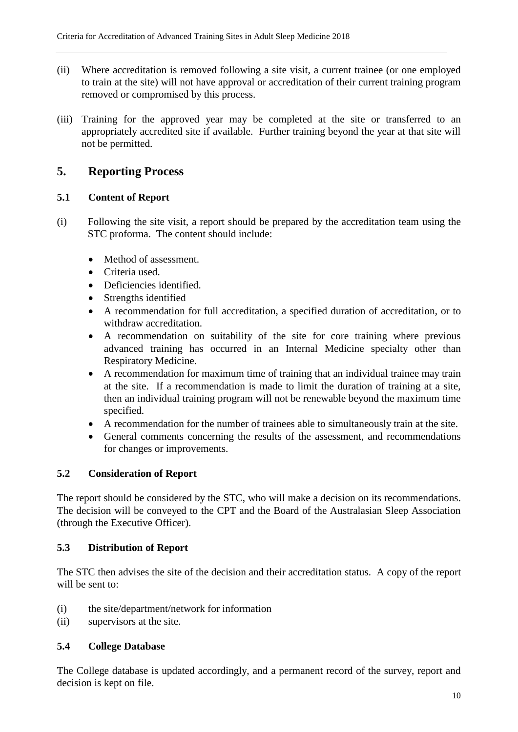(ii) Where accreditation is removed following a site visit, a current trainee (or one employed to train at the site) will not have approval or accreditation of their current training program removed or compromised by this process.

(iii) Training for the approved year may be completed at the site or transferred to an appropriately accredited site if available. Further training beyond the year at that site will not be permitted.

## 5. Reporting Process

### 5.1 Content of Report

(i) Following the site visit, a report should be prepared by the accreditation team using the STC proforma. The content should include:

- Method of assessment.
- Criteria used.
- Deficiencies identified.
- Strengths identified
- A recommendation for full accreditation, a specified duration of accreditation, or to withdraw accreditation.
- A recommendation on suitability of the site for core training where previous advanced training has occurred in an Internal Medicine specialty other than Respiratory Medicine.
- A recommendation for maximum time of training that an individual trainee may train at the site. If a recommendation is made to limit the duration of training at a site, then an individual training program will not be renewable beyond the maximum time specified.
- A recommendation for the number of trainees able to simultaneously train at the site.
- General comments concerning the results of the assessment, and recommendations for changes or improvements.

### 5.2 Consideration of Report

The report should be considered by the STC, who will make a decision on its recommendations. The decision will be conveyed to the CPT and the Board of the Australasian Sleep Association (through the Executive Officer).

### 5.3 Distribution of Report

The STC then advises the site of the decision and their accreditation status. A copy of the report will be sent to:

(i) the site/department/network for information
(ii) supervisors at the site.

### 5.4 College Database

The College database is updated accordingly, and a permanent record of the survey, report and decision is kept on file.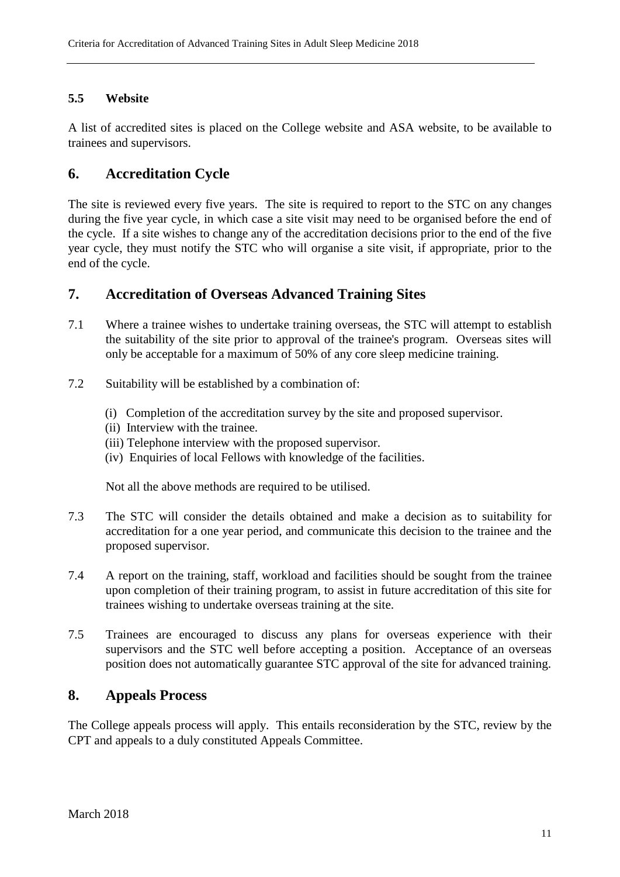### 5.5 Website

A list of accredited sites is placed on the College website and ASA website, to be available to trainees and supervisors.

## 6. Accreditation Cycle

The site is reviewed every five years. The site is required to report to the STC on any changes during the five year cycle, in which case a site visit may need to be organised before the end of the cycle. If a site wishes to change any of the accreditation decisions prior to the end of the five year cycle, they must notify the STC who will organise a site visit, if appropriate, prior to the end of the cycle.

## 7. Accreditation of Overseas Advanced Training Sites

7.1 Where a trainee wishes to undertake training overseas, the STC will attempt to establish the suitability of the site prior to approval of the trainee's program. Overseas sites will only be acceptable for a maximum of 50% of any core sleep medicine training.

7.2 Suitability will be established by a combination of:

(i) Completion of the accreditation survey by the site and proposed supervisor.
(ii) Interview with the trainee.
(iii) Telephone interview with the proposed supervisor.
(iv) Enquiries of local Fellows with knowledge of the facilities.

Not all the above methods are required to be utilised.

7.3 The STC will consider the details obtained and make a decision as to suitability for accreditation for a one year period, and communicate this decision to the trainee and the proposed supervisor.

7.4 A report on the training, staff, workload and facilities should be sought from the trainee upon completion of their training program, to assist in future accreditation of this site for trainees wishing to undertake overseas training at the site.

7.5 Trainees are encouraged to discuss any plans for overseas experience with their supervisors and the STC well before accepting a position. Acceptance of an overseas position does not automatically guarantee STC approval of the site for advanced training.

## 8. Appeals Process

The College appeals process will apply. This entails reconsideration by the STC, review by the CPT and appeals to a duly constituted Appeals Committee.

March 2018